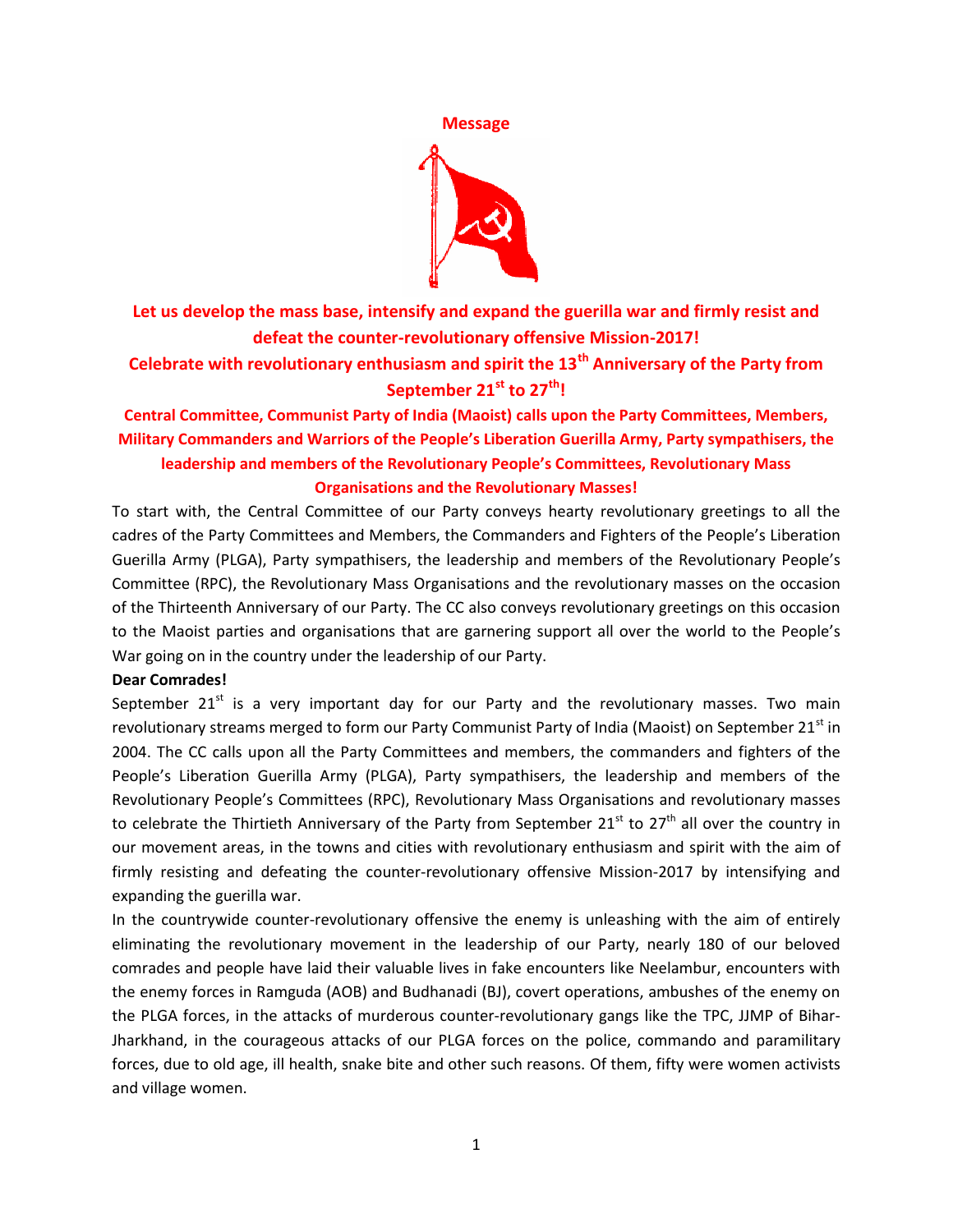# Message

## Let us develop the mass base, intensify and expand the guerilla war and firmly resist and defeat the counter-revolutionary offensive Mission-2017!

## Celebrate with revolutionary enthusiasm and spirit the 13th Anniversary of the Party from September 21st to 27th!

### Central Committee, Communist Party of India (Maoist) calls upon the Party Committees, Members, Military Commanders and Warriors of the People's Liberation Guerilla Army, Party sympathisers, the leadership and members of the Revolutionary People's Committees, Revolutionary Mass Organisations and the Revolutionary Masses!

To start with, the Central Committee of our Party conveys hearty revolutionary greetings to all the cadres of the Party Committees and Members, the Commanders and Fighters of the People's Liberation Guerilla Army (PLGA), Party sympathisers, the leadership and members of the Revolutionary People's Committee (RPC), the Revolutionary Mass Organisations and the revolutionary masses on the occasion of the Thirteenth Anniversary of our Party. The CC also conveys revolutionary greetings on this occasion to the Maoist parties and organisations that are garnering support all over the world to the People's War going on in the country under the leadership of our Party.

**Dear Comrades!**

September 21st is a very important day for our Party and the revolutionary masses. Two main revolutionary streams merged to form our Party Communist Party of India (Maoist) on September 21st in 2004. The CC calls upon all the Party Committees and members, the commanders and fighters of the People's Liberation Guerilla Army (PLGA), Party sympathisers, the leadership and members of the Revolutionary People's Committees (RPC), Revolutionary Mass Organisations and revolutionary masses to celebrate the Thirtieth Anniversary of the Party from September 21st to 27th all over the country in our movement areas, in the towns and cities with revolutionary enthusiasm and spirit with the aim of firmly resisting and defeating the counter-revolutionary offensive Mission-2017 by intensifying and expanding the guerilla war.

In the countrywide counter-revolutionary offensive the enemy is unleashing with the aim of entirely eliminating the revolutionary movement in the leadership of our Party, nearly 180 of our beloved comrades and people have laid their valuable lives in fake encounters like Neelambur, encounters with the enemy forces in Ramguda (AOB) and Budhanadi (BJ), covert operations, ambushes of the enemy on the PLGA forces, in the attacks of murderous counter-revolutionary gangs like the TPC, JJMP of Bihar-Jharkhand, in the courageous attacks of our PLGA forces on the police, commando and paramilitary forces, due to old age, ill health, snake bite and other such reasons. Of them, fifty were women activists and village women.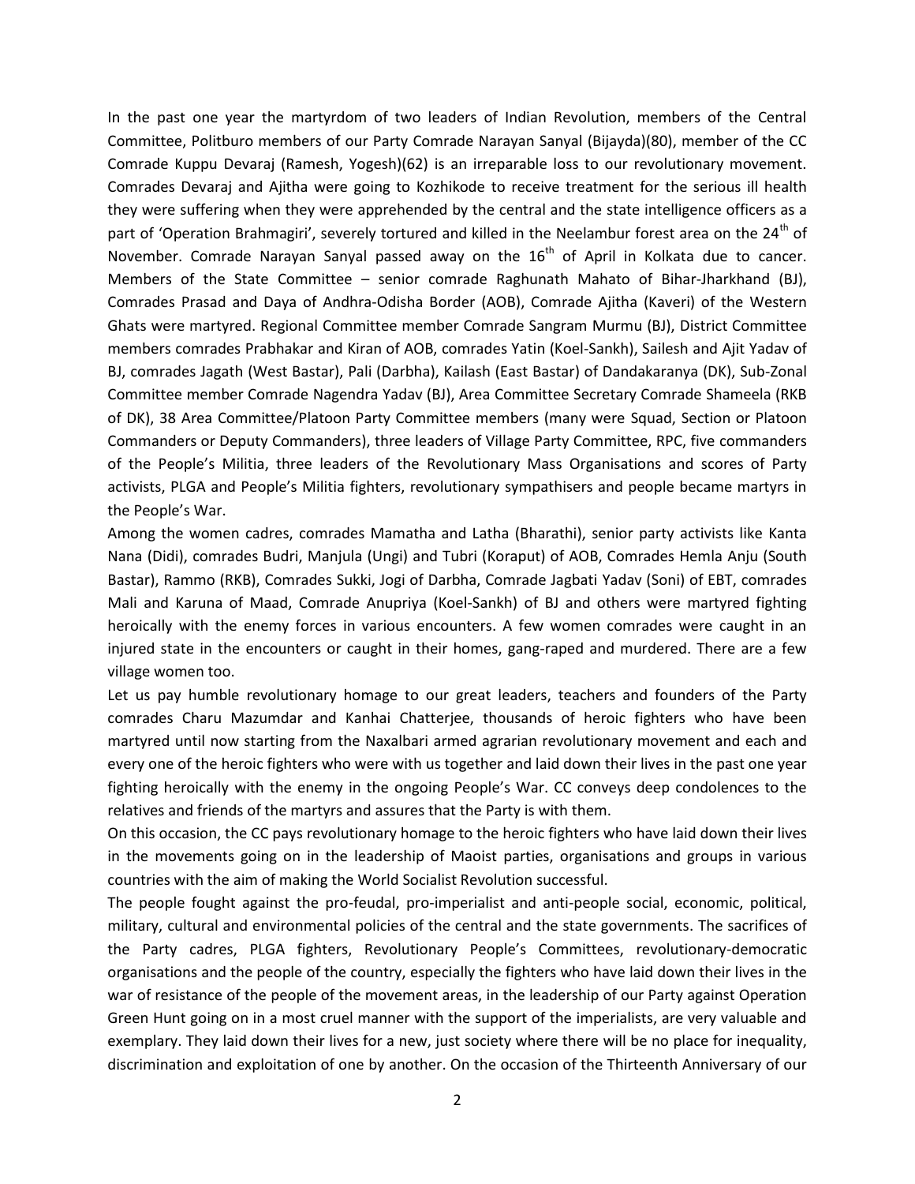In the past one year the martyrdom of two leaders of Indian Revolution, members of the Central Committee, Politburo members of our Party Comrade Narayan Sanyal (Bijayda)(80), member of the CC Comrade Kuppu Devaraj (Ramesh, Yogesh)(62) is an irreparable loss to our revolutionary movement. Comrades Devaraj and Ajitha were going to Kozhikode to receive treatment for the serious ill health they were suffering when they were apprehended by the central and the state intelligence officers as a part of 'Operation Brahmagiri', severely tortured and killed in the Neelambur forest area on the 24th of November. Comrade Narayan Sanyal passed away on the 16th of April in Kolkata due to cancer. Members of the State Committee – senior comrade Raghunath Mahato of Bihar-Jharkhand (BJ), Comrades Prasad and Daya of Andhra-Odisha Border (AOB), Comrade Ajitha (Kaveri) of the Western Ghats were martyred. Regional Committee member Comrade Sangram Murmu (BJ), District Committee members comrades Prabhakar and Kiran of AOB, comrades Yatin (Koel-Sankh), Sailesh and Ajit Yadav of BJ, comrades Jagath (West Bastar), Pali (Darbha), Kailash (East Bastar) of Dandakaranya (DK), Sub-Zonal Committee member Comrade Nagendra Yadav (BJ), Area Committee Secretary Comrade Shameela (RKB of DK), 38 Area Committee/Platoon Party Committee members (many were Squad, Section or Platoon Commanders or Deputy Commanders), three leaders of Village Party Committee, RPC, five commanders of the People's Militia, three leaders of the Revolutionary Mass Organisations and scores of Party activists, PLGA and People's Militia fighters, revolutionary sympathisers and people became martyrs in the People's War.

Among the women cadres, comrades Mamatha and Latha (Bharathi), senior party activists like Kanta Nana (Didi), comrades Budri, Manjula (Ungi) and Tubri (Koraput) of AOB, Comrades Hemla Anju (South Bastar), Rammo (RKB), Comrades Sukki, Jogi of Darbha, Comrade Jagbati Yadav (Soni) of EBT, comrades Mali and Karuna of Maad, Comrade Anupriya (Koel-Sankh) of BJ and others were martyred fighting heroically with the enemy forces in various encounters. A few women comrades were caught in an injured state in the encounters or caught in their homes, gang-raped and murdered. There are a few village women too.

Let us pay humble revolutionary homage to our great leaders, teachers and founders of the Party comrades Charu Mazumdar and Kanhai Chatterjee, thousands of heroic fighters who have been martyred until now starting from the Naxalbari armed agrarian revolutionary movement and each and every one of the heroic fighters who were with us together and laid down their lives in the past one year fighting heroically with the enemy in the ongoing People's War. CC conveys deep condolences to the relatives and friends of the martyrs and assures that the Party is with them.

On this occasion, the CC pays revolutionary homage to the heroic fighters who have laid down their lives in the movements going on in the leadership of Maoist parties, organisations and groups in various countries with the aim of making the World Socialist Revolution successful.

The people fought against the pro-feudal, pro-imperialist and anti-people social, economic, political, military, cultural and environmental policies of the central and the state governments. The sacrifices of the Party cadres, PLGA fighters, Revolutionary People's Committees, revolutionary-democratic organisations and the people of the country, especially the fighters who have laid down their lives in the war of resistance of the people of the movement areas, in the leadership of our Party against Operation Green Hunt going on in a most cruel manner with the support of the imperialists, are very valuable and exemplary. They laid down their lives for a new, just society where there will be no place for inequality, discrimination and exploitation of one by another. On the occasion of the Thirteenth Anniversary of our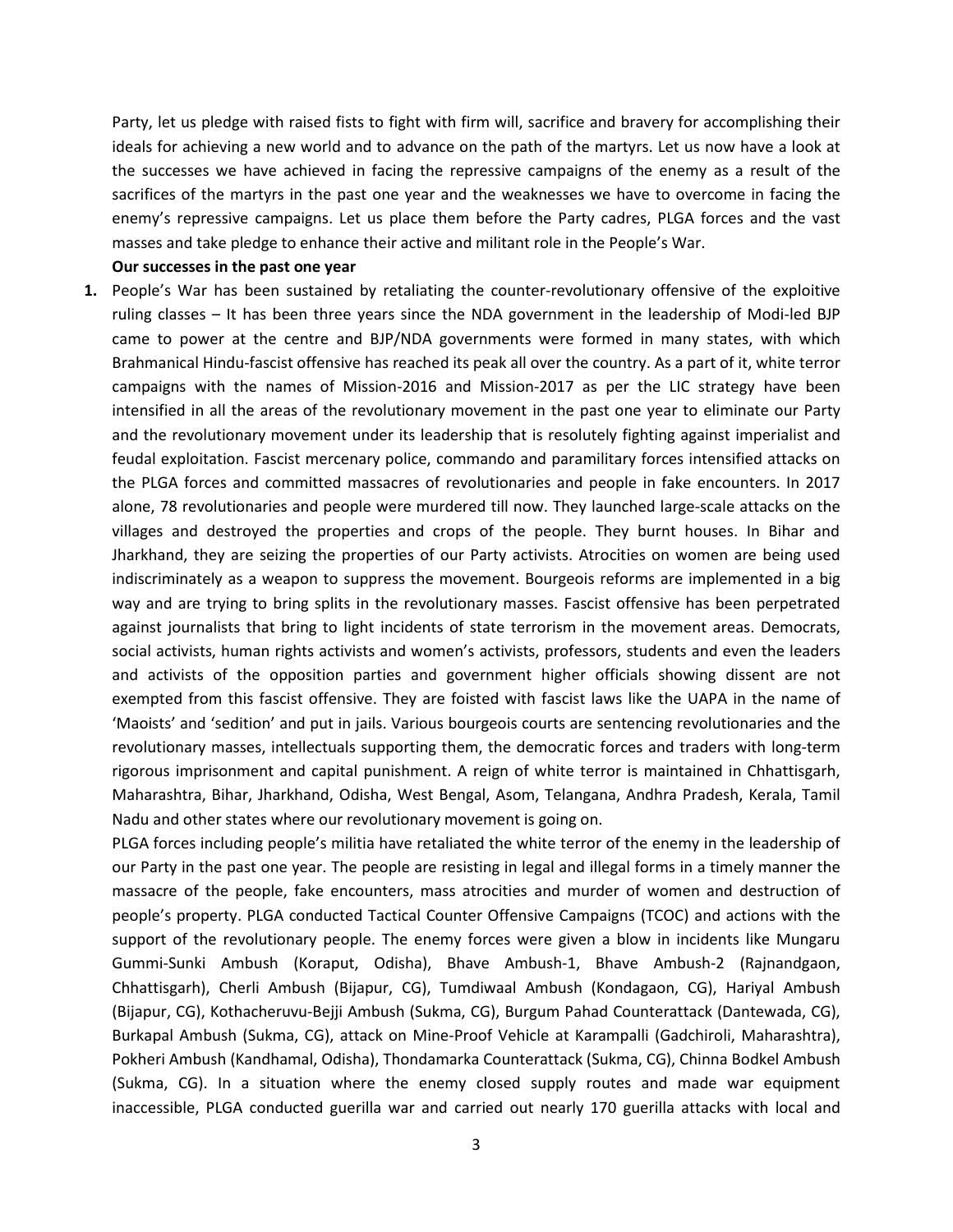Party, let us pledge with raised fists to fight with firm will, sacrifice and bravery for accomplishing their ideals for achieving a new world and to advance on the path of the martyrs. Let us now have a look at the successes we have achieved in facing the repressive campaigns of the enemy as a result of the sacrifices of the martyrs in the past one year and the weaknesses we have to overcome in facing the enemy's repressive campaigns. Let us place them before the Party cadres, PLGA forces and the vast masses and take pledge to enhance their active and militant role in the People's War.

**Our successes in the past one year**

1. People's War has been sustained by retaliating the counter-revolutionary offensive of the exploitive ruling classes – It has been three years since the NDA government in the leadership of Modi-led BJP came to power at the centre and BJP/NDA governments were formed in many states, with which Brahmanical Hindu-fascist offensive has reached its peak all over the country. As a part of it, white terror campaigns with the names of Mission-2016 and Mission-2017 as per the LIC strategy have been intensified in all the areas of the revolutionary movement in the past one year to eliminate our Party and the revolutionary movement under its leadership that is resolutely fighting against imperialist and feudal exploitation. Fascist mercenary police, commando and paramilitary forces intensified attacks on the PLGA forces and committed massacres of revolutionaries and people in fake encounters. In 2017 alone, 78 revolutionaries and people were murdered till now. They launched large-scale attacks on the villages and destroyed the properties and crops of the people. They burnt houses. In Bihar and Jharkhand, they are seizing the properties of our Party activists. Atrocities on women are being used indiscriminately as a weapon to suppress the movement. Bourgeois reforms are implemented in a big way and are trying to bring splits in the revolutionary masses. Fascist offensive has been perpetrated against journalists that bring to light incidents of state terrorism in the movement areas. Democrats, social activists, human rights activists and women's activists, professors, students and even the leaders and activists of the opposition parties and government higher officials showing dissent are not exempted from this fascist offensive. They are foisted with fascist laws like the UAPA in the name of 'Maoists' and 'sedition' and put in jails. Various bourgeois courts are sentencing revolutionaries and the revolutionary masses, intellectuals supporting them, the democratic forces and traders with long-term rigorous imprisonment and capital punishment. A reign of white terror is maintained in Chhattisgarh, Maharashtra, Bihar, Jharkhand, Odisha, West Bengal, Asom, Telangana, Andhra Pradesh, Kerala, Tamil Nadu and other states where our revolutionary movement is going on.

   PLGA forces including people's militia have retaliated the white terror of the enemy in the leadership of our Party in the past one year. The people are resisting in legal and illegal forms in a timely manner the massacre of the people, fake encounters, mass atrocities and murder of women and destruction of people's property. PLGA conducted Tactical Counter Offensive Campaigns (TCOC) and actions with the support of the revolutionary people. The enemy forces were given a blow in incidents like Mungaru Gummi-Sunki Ambush (Koraput, Odisha), Bhave Ambush-1, Bhave Ambush-2 (Rajnandgaon, Chhattisgarh), Cherli Ambush (Bijapur, CG), Tumdiwaal Ambush (Kondagaon, CG), Hariyal Ambush (Bijapur, CG), Kothacheruvu-Bejji Ambush (Sukma, CG), Burgum Pahad Counterattack (Dantewada, CG), Burkapal Ambush (Sukma, CG), attack on Mine-Proof Vehicle at Karampalli (Gadchiroli, Maharashtra), Pokheri Ambush (Kandhamal, Odisha), Thondamarka Counterattack (Sukma, CG), Chinna Bodkel Ambush (Sukma, CG). In a situation where the enemy closed supply routes and made war equipment inaccessible, PLGA conducted guerilla war and carried out nearly 170 guerilla attacks with local and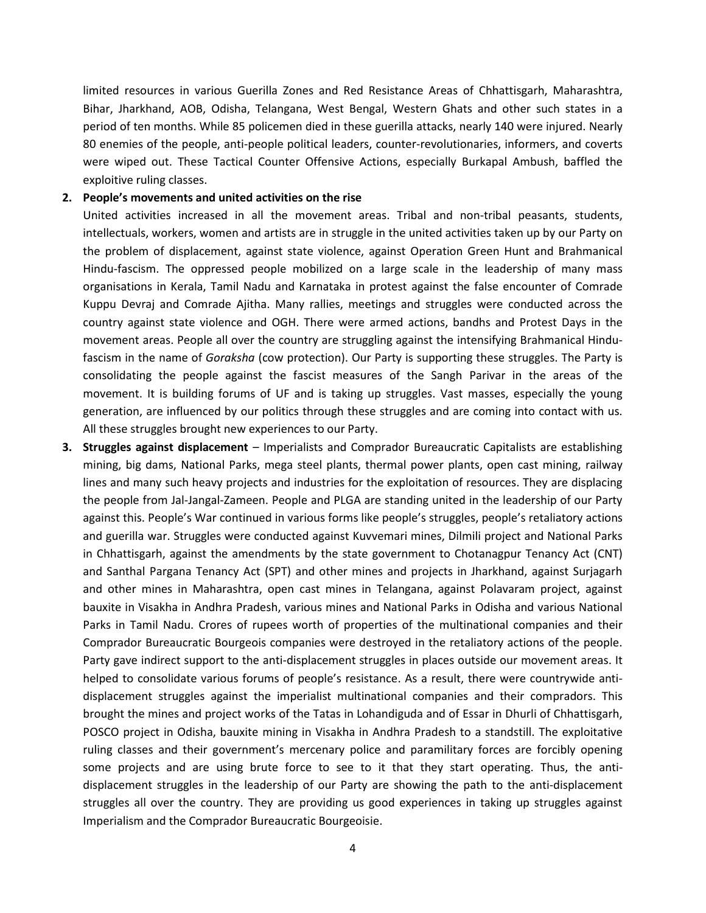limited resources in various Guerilla Zones and Red Resistance Areas of Chhattisgarh, Maharashtra, Bihar, Jharkhand, AOB, Odisha, Telangana, West Bengal, Western Ghats and other such states in a period of ten months. While 85 policemen died in these guerilla attacks, nearly 140 were injured. Nearly 80 enemies of the people, anti-people political leaders, counter-revolutionaries, informers, and coverts were wiped out. These Tactical Counter Offensive Actions, especially Burkapal Ambush, baffled the exploitive ruling classes.

2. **People's movements and united activities on the rise**

   United activities increased in all the movement areas. Tribal and non-tribal peasants, students, intellectuals, workers, women and artists are in struggle in the united activities taken up by our Party on the problem of displacement, against state violence, against Operation Green Hunt and Brahmanical Hindu-fascism. The oppressed people mobilized on a large scale in the leadership of many mass organisations in Kerala, Tamil Nadu and Karnataka in protest against the false encounter of Comrade Kuppu Devraj and Comrade Ajitha. Many rallies, meetings and struggles were conducted across the country against state violence and OGH. There were armed actions, bandhs and Protest Days in the movement areas. People all over the country are struggling against the intensifying Brahmanical Hindu-fascism in the name of *Goraksha* (cow protection). Our Party is supporting these struggles. The Party is consolidating the people against the fascist measures of the Sangh Parivar in the areas of the movement. It is building forums of UF and is taking up struggles. Vast masses, especially the young generation, are influenced by our politics through these struggles and are coming into contact with us. All these struggles brought new experiences to our Party.

3. **Struggles against displacement** – Imperialists and Comprador Bureaucratic Capitalists are establishing mining, big dams, National Parks, mega steel plants, thermal power plants, open cast mining, railway lines and many such heavy projects and industries for the exploitation of resources. They are displacing the people from Jal-Jangal-Zameen. People and PLGA are standing united in the leadership of our Party against this. People's War continued in various forms like people's struggles, people's retaliatory actions and guerilla war. Struggles were conducted against Kuvvemari mines, Dilmili project and National Parks in Chhattisgarh, against the amendments by the state government to Chotanagpur Tenancy Act (CNT) and Santhal Pargana Tenancy Act (SPT) and other mines and projects in Jharkhand, against Surjagarh and other mines in Maharashtra, open cast mines in Telangana, against Polavaram project, against bauxite in Visakha in Andhra Pradesh, various mines and National Parks in Odisha and various National Parks in Tamil Nadu. Crores of rupees worth of properties of the multinational companies and their Comprador Bureaucratic Bourgeois companies were destroyed in the retaliatory actions of the people. Party gave indirect support to the anti-displacement struggles in places outside our movement areas. It helped to consolidate various forums of people's resistance. As a result, there were countrywide anti-displacement struggles against the imperialist multinational companies and their compradors. This brought the mines and project works of the Tatas in Lohandiguda and of Essar in Dhurli of Chhattisgarh, POSCO project in Odisha, bauxite mining in Visakha in Andhra Pradesh to a standstill. The exploitative ruling classes and their government's mercenary police and paramilitary forces are forcibly opening some projects and are using brute force to see to it that they start operating. Thus, the anti-displacement struggles in the leadership of our Party are showing the path to the anti-displacement struggles all over the country. They are providing us good experiences in taking up struggles against Imperialism and the Comprador Bureaucratic Bourgeoisie.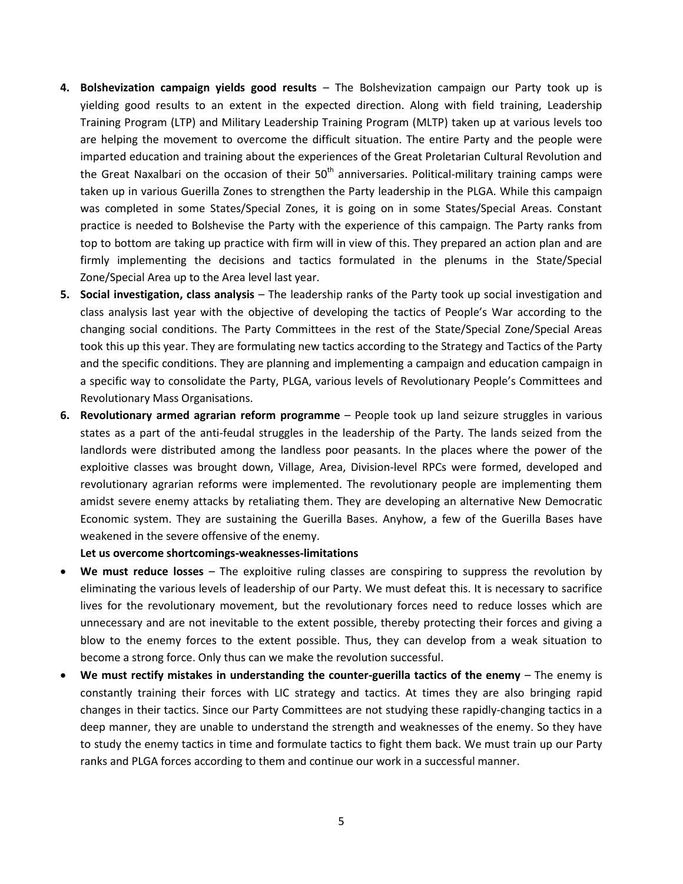4. **Bolshevization campaign yields good results** – The Bolshevization campaign our Party took up is yielding good results to an extent in the expected direction. Along with field training, Leadership Training Program (LTP) and Military Leadership Training Program (MLTP) taken up at various levels too are helping the movement to overcome the difficult situation. The entire Party and the people were imparted education and training about the experiences of the Great Proletarian Cultural Revolution and the Great Naxalbari on the occasion of their 50th anniversaries. Political-military training camps were taken up in various Guerilla Zones to strengthen the Party leadership in the PLGA. While this campaign was completed in some States/Special Zones, it is going on in some States/Special Areas. Constant practice is needed to Bolshevise the Party with the experience of this campaign. The Party ranks from top to bottom are taking up practice with firm will in view of this. They prepared an action plan and are firmly implementing the decisions and tactics formulated in the plenums in the State/Special Zone/Special Area up to the Area level last year.
5. **Social investigation, class analysis** – The leadership ranks of the Party took up social investigation and class analysis last year with the objective of developing the tactics of People's War according to the changing social conditions. The Party Committees in the rest of the State/Special Zone/Special Areas took this up this year. They are formulating new tactics according to the Strategy and Tactics of the Party and the specific conditions. They are planning and implementing a campaign and education campaign in a specific way to consolidate the Party, PLGA, various levels of Revolutionary People's Committees and Revolutionary Mass Organisations.
6. **Revolutionary armed agrarian reform programme** – People took up land seizure struggles in various states as a part of the anti-feudal struggles in the leadership of the Party. The lands seized from the landlords were distributed among the landless poor peasants. In the places where the power of the exploitive classes was brought down, Village, Area, Division-level RPCs were formed, developed and revolutionary agrarian reforms were implemented. The revolutionary people are implementing them amidst severe enemy attacks by retaliating them. They are developing an alternative New Democratic Economic system. They are sustaining the Guerilla Bases. Anyhow, a few of the Guerilla Bases have weakened in the severe offensive of the enemy.

**Let us overcome shortcomings-weaknesses-limitations**

- **We must reduce losses** – The exploitive ruling classes are conspiring to suppress the revolution by eliminating the various levels of leadership of our Party. We must defeat this. It is necessary to sacrifice lives for the revolutionary movement, but the revolutionary forces need to reduce losses which are unnecessary and are not inevitable to the extent possible, thereby protecting their forces and giving a blow to the enemy forces to the extent possible. Thus, they can develop from a weak situation to become a strong force. Only thus can we make the revolution successful.
- **We must rectify mistakes in understanding the counter-guerilla tactics of the enemy** – The enemy is constantly training their forces with LIC strategy and tactics. At times they are also bringing rapid changes in their tactics. Since our Party Committees are not studying these rapidly-changing tactics in a deep manner, they are unable to understand the strength and weaknesses of the enemy. So they have to study the enemy tactics in time and formulate tactics to fight them back. We must train up our Party ranks and PLGA forces according to them and continue our work in a successful manner.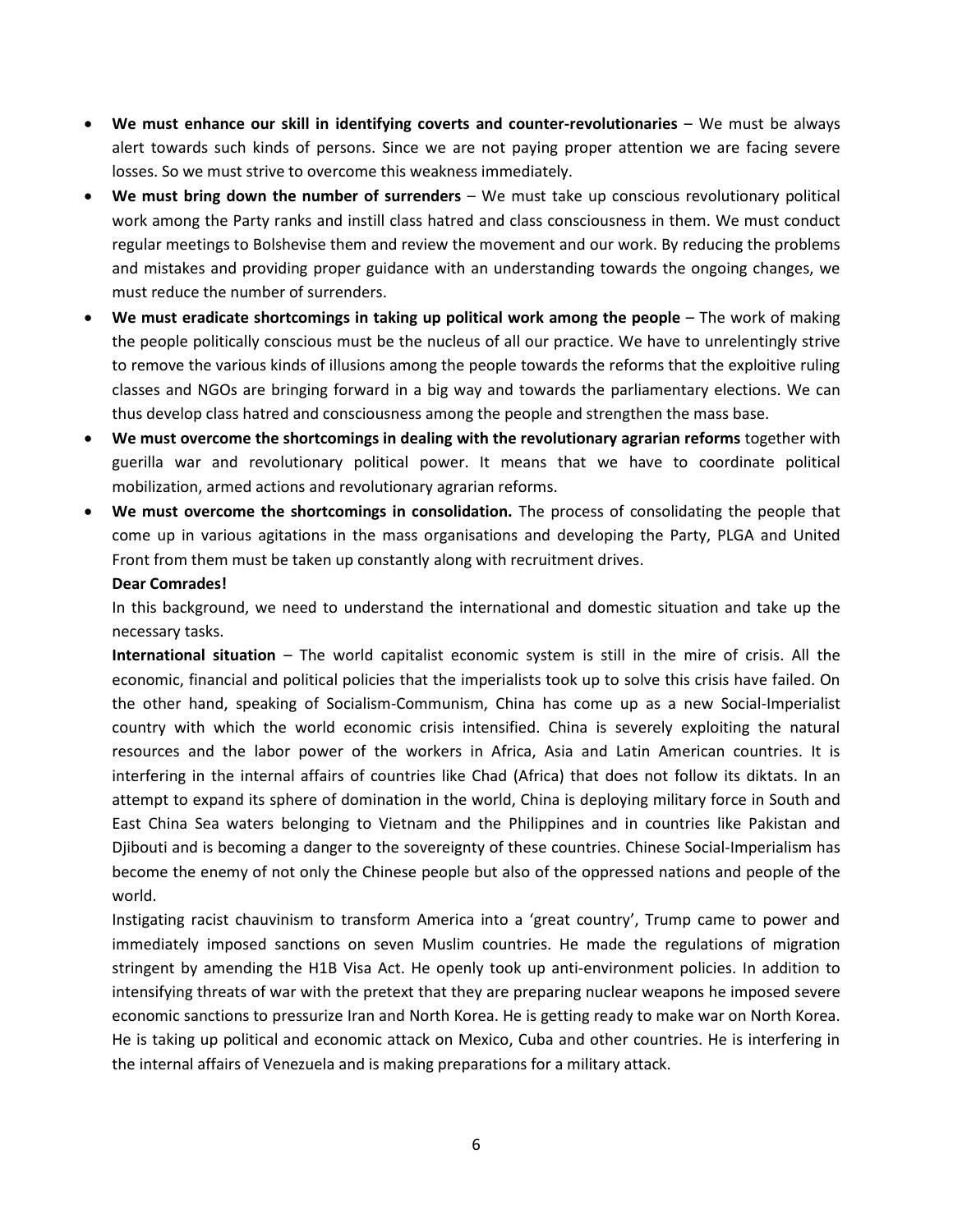- **We must enhance our skill in identifying coverts and counter-revolutionaries** – We must be always alert towards such kinds of persons. Since we are not paying proper attention we are facing severe losses. So we must strive to overcome this weakness immediately.
- **We must bring down the number of surrenders** – We must take up conscious revolutionary political work among the Party ranks and instill class hatred and class consciousness in them. We must conduct regular meetings to Bolshevise them and review the movement and our work. By reducing the problems and mistakes and providing proper guidance with an understanding towards the ongoing changes, we must reduce the number of surrenders.
- **We must eradicate shortcomings in taking up political work among the people** – The work of making the people politically conscious must be the nucleus of all our practice. We have to unrelentingly strive to remove the various kinds of illusions among the people towards the reforms that the exploitive ruling classes and NGOs are bringing forward in a big way and towards the parliamentary elections. We can thus develop class hatred and consciousness among the people and strengthen the mass base.
- **We must overcome the shortcomings in dealing with the revolutionary agrarian reforms** together with guerilla war and revolutionary political power. It means that we have to coordinate political mobilization, armed actions and revolutionary agrarian reforms.
- **We must overcome the shortcomings in consolidation.** The process of consolidating the people that come up in various agitations in the mass organisations and developing the Party, PLGA and United Front from them must be taken up constantly along with recruitment drives.

**Dear Comrades!**

In this background, we need to understand the international and domestic situation and take up the necessary tasks.

**International situation** – The world capitalist economic system is still in the mire of crisis. All the economic, financial and political policies that the imperialists took up to solve this crisis have failed. On the other hand, speaking of Socialism-Communism, China has come up as a new Social-Imperialist country with which the world economic crisis intensified. China is severely exploiting the natural resources and the labor power of the workers in Africa, Asia and Latin American countries. It is interfering in the internal affairs of countries like Chad (Africa) that does not follow its diktats. In an attempt to expand its sphere of domination in the world, China is deploying military force in South and East China Sea waters belonging to Vietnam and the Philippines and in countries like Pakistan and Djibouti and is becoming a danger to the sovereignty of these countries. Chinese Social-Imperialism has become the enemy of not only the Chinese people but also of the oppressed nations and people of the world.

Instigating racist chauvinism to transform America into a 'great country', Trump came to power and immediately imposed sanctions on seven Muslim countries. He made the regulations of migration stringent by amending the H1B Visa Act. He openly took up anti-environment policies. In addition to intensifying threats of war with the pretext that they are preparing nuclear weapons he imposed severe economic sanctions to pressurize Iran and North Korea. He is getting ready to make war on North Korea. He is taking up political and economic attack on Mexico, Cuba and other countries. He is interfering in the internal affairs of Venezuela and is making preparations for a military attack.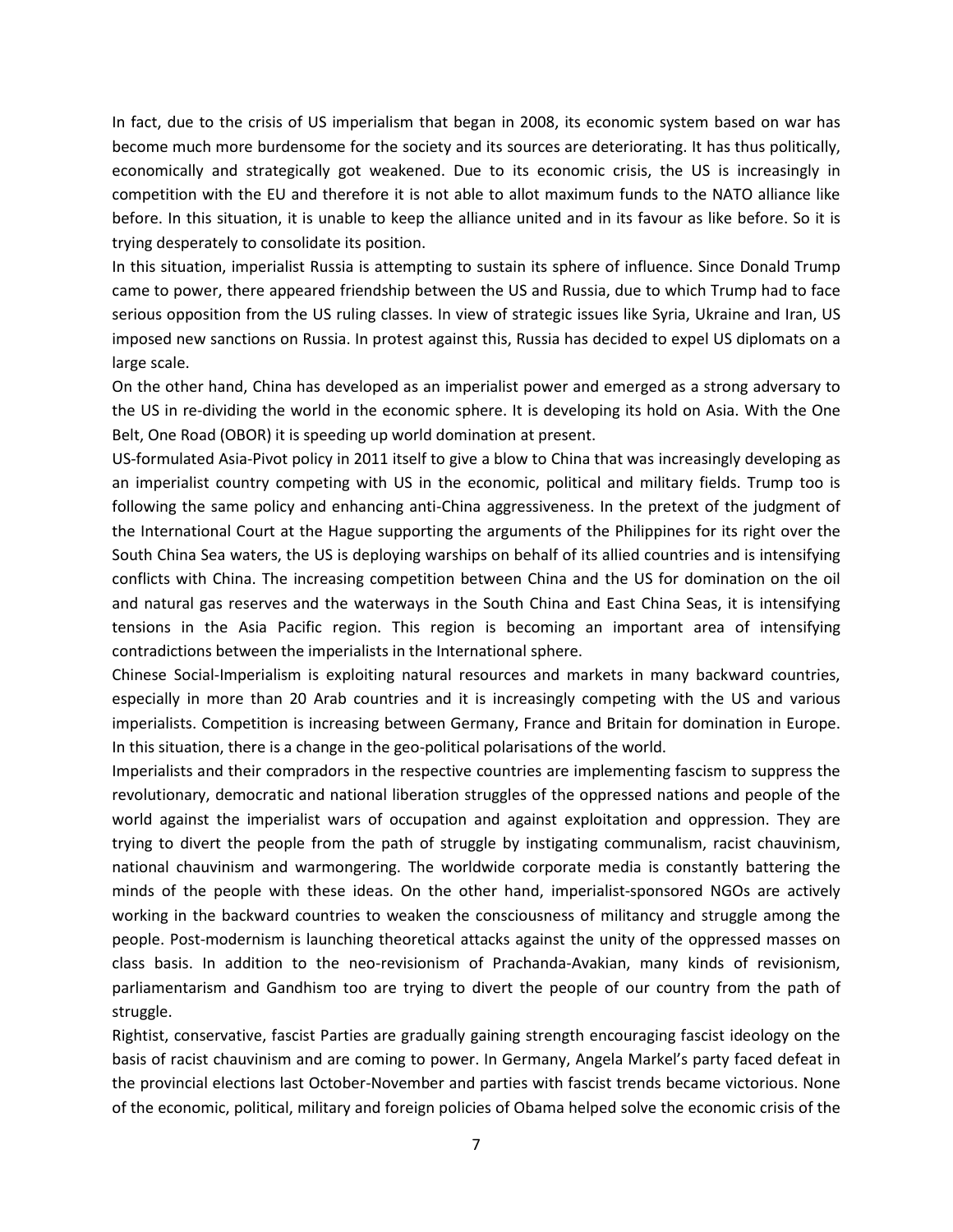In fact, due to the crisis of US imperialism that began in 2008, its economic system based on war has become much more burdensome for the society and its sources are deteriorating. It has thus politically, economically and strategically got weakened. Due to its economic crisis, the US is increasingly in competition with the EU and therefore it is not able to allot maximum funds to the NATO alliance like before. In this situation, it is unable to keep the alliance united and in its favour as like before. So it is trying desperately to consolidate its position.

In this situation, imperialist Russia is attempting to sustain its sphere of influence. Since Donald Trump came to power, there appeared friendship between the US and Russia, due to which Trump had to face serious opposition from the US ruling classes. In view of strategic issues like Syria, Ukraine and Iran, US imposed new sanctions on Russia. In protest against this, Russia has decided to expel US diplomats on a large scale.

On the other hand, China has developed as an imperialist power and emerged as a strong adversary to the US in re-dividing the world in the economic sphere. It is developing its hold on Asia. With the One Belt, One Road (OBOR) it is speeding up world domination at present.

US-formulated Asia-Pivot policy in 2011 itself to give a blow to China that was increasingly developing as an imperialist country competing with US in the economic, political and military fields. Trump too is following the same policy and enhancing anti-China aggressiveness. In the pretext of the judgment of the International Court at the Hague supporting the arguments of the Philippines for its right over the South China Sea waters, the US is deploying warships on behalf of its allied countries and is intensifying conflicts with China. The increasing competition between China and the US for domination on the oil and natural gas reserves and the waterways in the South China and East China Seas, it is intensifying tensions in the Asia Pacific region. This region is becoming an important area of intensifying contradictions between the imperialists in the International sphere.

Chinese Social-Imperialism is exploiting natural resources and markets in many backward countries, especially in more than 20 Arab countries and it is increasingly competing with the US and various imperialists. Competition is increasing between Germany, France and Britain for domination in Europe. In this situation, there is a change in the geo-political polarisations of the world.

Imperialists and their compradors in the respective countries are implementing fascism to suppress the revolutionary, democratic and national liberation struggles of the oppressed nations and people of the world against the imperialist wars of occupation and against exploitation and oppression. They are trying to divert the people from the path of struggle by instigating communalism, racist chauvinism, national chauvinism and warmongering. The worldwide corporate media is constantly battering the minds of the people with these ideas. On the other hand, imperialist-sponsored NGOs are actively working in the backward countries to weaken the consciousness of militancy and struggle among the people. Post-modernism is launching theoretical attacks against the unity of the oppressed masses on class basis. In addition to the neo-revisionism of Prachanda-Avakian, many kinds of revisionism, parliamentarism and Gandhism too are trying to divert the people of our country from the path of struggle.

Rightist, conservative, fascist Parties are gradually gaining strength encouraging fascist ideology on the basis of racist chauvinism and are coming to power. In Germany, Angela Markel's party faced defeat in the provincial elections last October-November and parties with fascist trends became victorious. None of the economic, political, military and foreign policies of Obama helped solve the economic crisis of the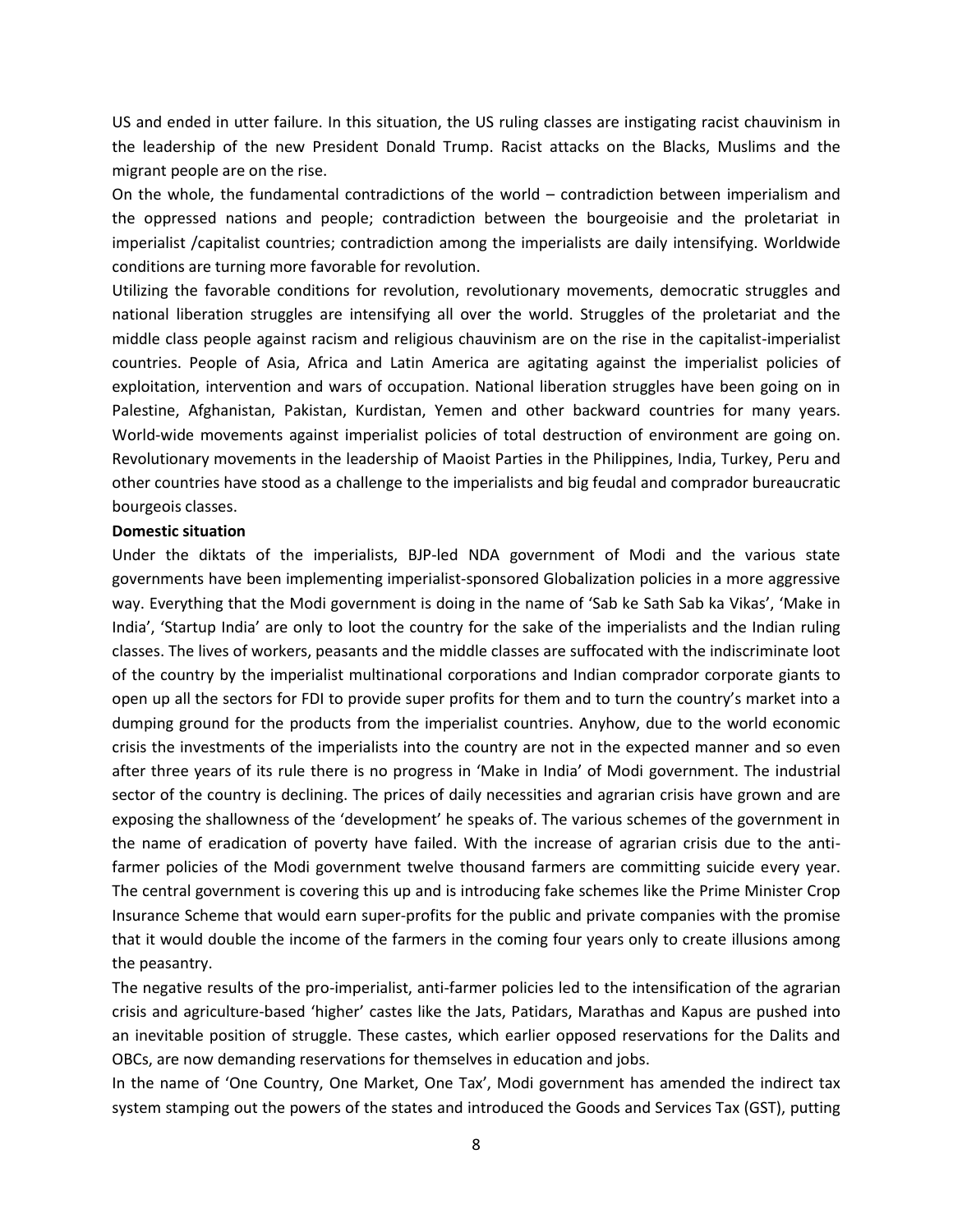US and ended in utter failure. In this situation, the US ruling classes are instigating racist chauvinism in the leadership of the new President Donald Trump. Racist attacks on the Blacks, Muslims and the migrant people are on the rise.

On the whole, the fundamental contradictions of the world – contradiction between imperialism and the oppressed nations and people; contradiction between the bourgeoisie and the proletariat in imperialist /capitalist countries; contradiction among the imperialists are daily intensifying. Worldwide conditions are turning more favorable for revolution.

Utilizing the favorable conditions for revolution, revolutionary movements, democratic struggles and national liberation struggles are intensifying all over the world. Struggles of the proletariat and the middle class people against racism and religious chauvinism are on the rise in the capitalist-imperialist countries. People of Asia, Africa and Latin America are agitating against the imperialist policies of exploitation, intervention and wars of occupation. National liberation struggles have been going on in Palestine, Afghanistan, Pakistan, Kurdistan, Yemen and other backward countries for many years. World-wide movements against imperialist policies of total destruction of environment are going on. Revolutionary movements in the leadership of Maoist Parties in the Philippines, India, Turkey, Peru and other countries have stood as a challenge to the imperialists and big feudal and comprador bureaucratic bourgeois classes.

**Domestic situation**

Under the diktats of the imperialists, BJP-led NDA government of Modi and the various state governments have been implementing imperialist-sponsored Globalization policies in a more aggressive way. Everything that the Modi government is doing in the name of 'Sab ke Sath Sab ka Vikas', 'Make in India', 'Startup India' are only to loot the country for the sake of the imperialists and the Indian ruling classes. The lives of workers, peasants and the middle classes are suffocated with the indiscriminate loot of the country by the imperialist multinational corporations and Indian comprador corporate giants to open up all the sectors for FDI to provide super profits for them and to turn the country's market into a dumping ground for the products from the imperialist countries. Anyhow, due to the world economic crisis the investments of the imperialists into the country are not in the expected manner and so even after three years of its rule there is no progress in 'Make in India' of Modi government. The industrial sector of the country is declining. The prices of daily necessities and agrarian crisis have grown and are exposing the shallowness of the 'development' he speaks of. The various schemes of the government in the name of eradication of poverty have failed. With the increase of agrarian crisis due to the anti-farmer policies of the Modi government twelve thousand farmers are committing suicide every year. The central government is covering this up and is introducing fake schemes like the Prime Minister Crop Insurance Scheme that would earn super-profits for the public and private companies with the promise that it would double the income of the farmers in the coming four years only to create illusions among the peasantry.

The negative results of the pro-imperialist, anti-farmer policies led to the intensification of the agrarian crisis and agriculture-based 'higher' castes like the Jats, Patidars, Marathas and Kapus are pushed into an inevitable position of struggle. These castes, which earlier opposed reservations for the Dalits and OBCs, are now demanding reservations for themselves in education and jobs.

In the name of 'One Country, One Market, One Tax', Modi government has amended the indirect tax system stamping out the powers of the states and introduced the Goods and Services Tax (GST), putting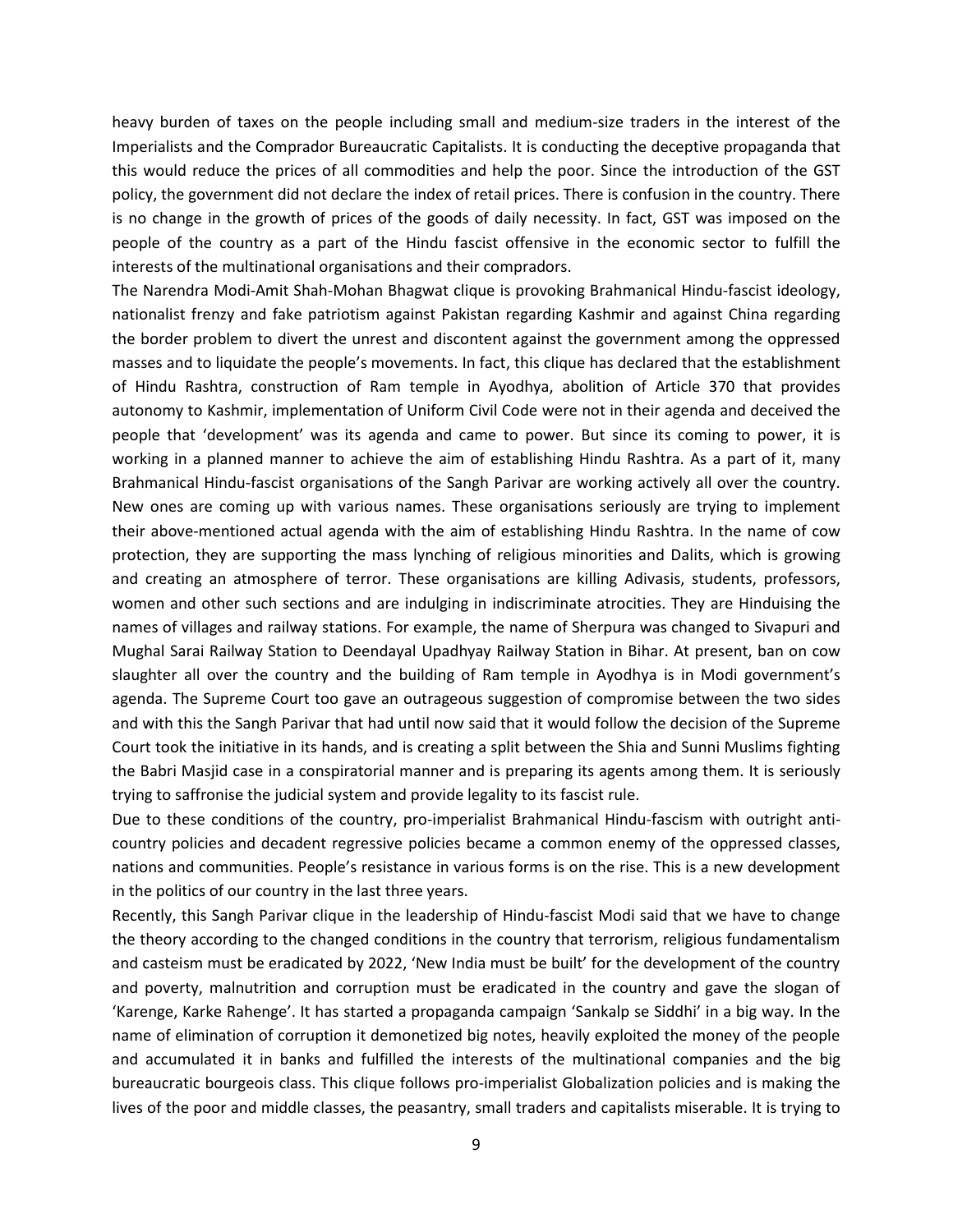heavy burden of taxes on the people including small and medium-size traders in the interest of the Imperialists and the Comprador Bureaucratic Capitalists. It is conducting the deceptive propaganda that this would reduce the prices of all commodities and help the poor. Since the introduction of the GST policy, the government did not declare the index of retail prices. There is confusion in the country. There is no change in the growth of prices of the goods of daily necessity. In fact, GST was imposed on the people of the country as a part of the Hindu fascist offensive in the economic sector to fulfill the interests of the multinational organisations and their compradors.

The Narendra Modi-Amit Shah-Mohan Bhagwat clique is provoking Brahmanical Hindu-fascist ideology, nationalist frenzy and fake patriotism against Pakistan regarding Kashmir and against China regarding the border problem to divert the unrest and discontent against the government among the oppressed masses and to liquidate the people's movements. In fact, this clique has declared that the establishment of Hindu Rashtra, construction of Ram temple in Ayodhya, abolition of Article 370 that provides autonomy to Kashmir, implementation of Uniform Civil Code were not in their agenda and deceived the people that 'development' was its agenda and came to power. But since its coming to power, it is working in a planned manner to achieve the aim of establishing Hindu Rashtra. As a part of it, many Brahmanical Hindu-fascist organisations of the Sangh Parivar are working actively all over the country. New ones are coming up with various names. These organisations seriously are trying to implement their above-mentioned actual agenda with the aim of establishing Hindu Rashtra. In the name of cow protection, they are supporting the mass lynching of religious minorities and Dalits, which is growing and creating an atmosphere of terror. These organisations are killing Adivasis, students, professors, women and other such sections and are indulging in indiscriminate atrocities. They are Hinduising the names of villages and railway stations. For example, the name of Sherpura was changed to Sivapuri and Mughal Sarai Railway Station to Deendayal Upadhyay Railway Station in Bihar. At present, ban on cow slaughter all over the country and the building of Ram temple in Ayodhya is in Modi government's agenda. The Supreme Court too gave an outrageous suggestion of compromise between the two sides and with this the Sangh Parivar that had until now said that it would follow the decision of the Supreme Court took the initiative in its hands, and is creating a split between the Shia and Sunni Muslims fighting the Babri Masjid case in a conspiratorial manner and is preparing its agents among them. It is seriously trying to saffronise the judicial system and provide legality to its fascist rule.

Due to these conditions of the country, pro-imperialist Brahmanical Hindu-fascism with outright anti-country policies and decadent regressive policies became a common enemy of the oppressed classes, nations and communities. People's resistance in various forms is on the rise. This is a new development in the politics of our country in the last three years.

Recently, this Sangh Parivar clique in the leadership of Hindu-fascist Modi said that we have to change the theory according to the changed conditions in the country that terrorism, religious fundamentalism and casteism must be eradicated by 2022, 'New India must be built' for the development of the country and poverty, malnutrition and corruption must be eradicated in the country and gave the slogan of 'Karenge, Karke Rahenge'. It has started a propaganda campaign 'Sankalp se Siddhi' in a big way. In the name of elimination of corruption it demonetized big notes, heavily exploited the money of the people and accumulated it in banks and fulfilled the interests of the multinational companies and the big bureaucratic bourgeois class. This clique follows pro-imperialist Globalization policies and is making the lives of the poor and middle classes, the peasantry, small traders and capitalists miserable. It is trying to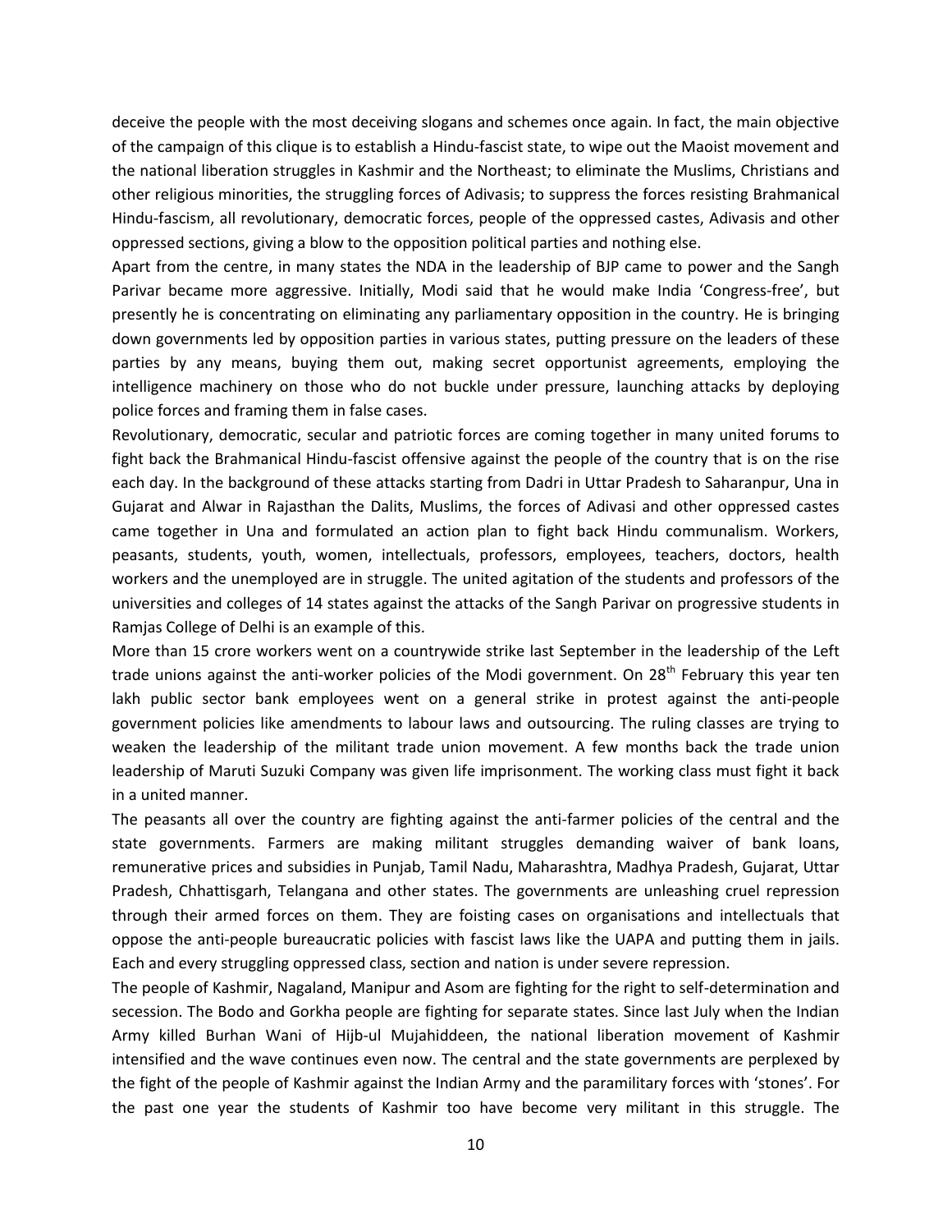deceive the people with the most deceiving slogans and schemes once again. In fact, the main objective of the campaign of this clique is to establish a Hindu-fascist state, to wipe out the Maoist movement and the national liberation struggles in Kashmir and the Northeast; to eliminate the Muslims, Christians and other religious minorities, the struggling forces of Adivasis; to suppress the forces resisting Brahmanical Hindu-fascism, all revolutionary, democratic forces, people of the oppressed castes, Adivasis and other oppressed sections, giving a blow to the opposition political parties and nothing else.

Apart from the centre, in many states the NDA in the leadership of BJP came to power and the Sangh Parivar became more aggressive. Initially, Modi said that he would make India 'Congress-free', but presently he is concentrating on eliminating any parliamentary opposition in the country. He is bringing down governments led by opposition parties in various states, putting pressure on the leaders of these parties by any means, buying them out, making secret opportunist agreements, employing the intelligence machinery on those who do not buckle under pressure, launching attacks by deploying police forces and framing them in false cases.

Revolutionary, democratic, secular and patriotic forces are coming together in many united forums to fight back the Brahmanical Hindu-fascist offensive against the people of the country that is on the rise each day. In the background of these attacks starting from Dadri in Uttar Pradesh to Saharanpur, Una in Gujarat and Alwar in Rajasthan the Dalits, Muslims, the forces of Adivasi and other oppressed castes came together in Una and formulated an action plan to fight back Hindu communalism. Workers, peasants, students, youth, women, intellectuals, professors, employees, teachers, doctors, health workers and the unemployed are in struggle. The united agitation of the students and professors of the universities and colleges of 14 states against the attacks of the Sangh Parivar on progressive students in Ramjas College of Delhi is an example of this.

More than 15 crore workers went on a countrywide strike last September in the leadership of the Left trade unions against the anti-worker policies of the Modi government. On 28th February this year ten lakh public sector bank employees went on a general strike in protest against the anti-people government policies like amendments to labour laws and outsourcing. The ruling classes are trying to weaken the leadership of the militant trade union movement. A few months back the trade union leadership of Maruti Suzuki Company was given life imprisonment. The working class must fight it back in a united manner.

The peasants all over the country are fighting against the anti-farmer policies of the central and the state governments. Farmers are making militant struggles demanding waiver of bank loans, remunerative prices and subsidies in Punjab, Tamil Nadu, Maharashtra, Madhya Pradesh, Gujarat, Uttar Pradesh, Chhattisgarh, Telangana and other states. The governments are unleashing cruel repression through their armed forces on them. They are foisting cases on organisations and intellectuals that oppose the anti-people bureaucratic policies with fascist laws like the UAPA and putting them in jails. Each and every struggling oppressed class, section and nation is under severe repression.

The people of Kashmir, Nagaland, Manipur and Asom are fighting for the right to self-determination and secession. The Bodo and Gorkha people are fighting for separate states. Since last July when the Indian Army killed Burhan Wani of Hijb-ul Mujahiddeen, the national liberation movement of Kashmir intensified and the wave continues even now. The central and the state governments are perplexed by the fight of the people of Kashmir against the Indian Army and the paramilitary forces with 'stones'. For the past one year the students of Kashmir too have become very militant in this struggle. The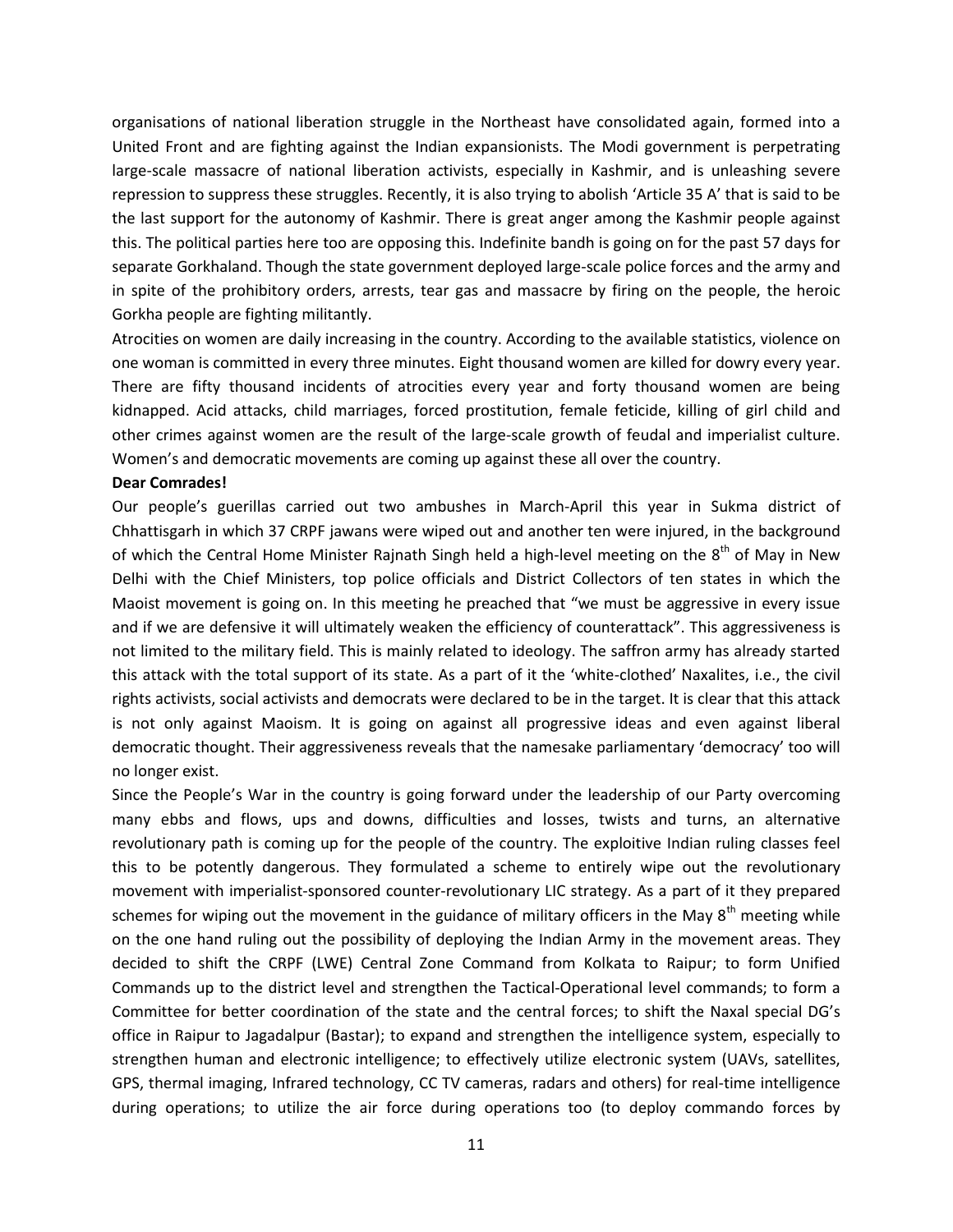organisations of national liberation struggle in the Northeast have consolidated again, formed into a United Front and are fighting against the Indian expansionists. The Modi government is perpetrating large-scale massacre of national liberation activists, especially in Kashmir, and is unleashing severe repression to suppress these struggles. Recently, it is also trying to abolish 'Article 35 A' that is said to be the last support for the autonomy of Kashmir. There is great anger among the Kashmir people against this. The political parties here too are opposing this. Indefinite bandh is going on for the past 57 days for separate Gorkhaland. Though the state government deployed large-scale police forces and the army and in spite of the prohibitory orders, arrests, tear gas and massacre by firing on the people, the heroic Gorkha people are fighting militantly.

Atrocities on women are daily increasing in the country. According to the available statistics, violence on one woman is committed in every three minutes. Eight thousand women are killed for dowry every year. There are fifty thousand incidents of atrocities every year and forty thousand women are being kidnapped. Acid attacks, child marriages, forced prostitution, female feticide, killing of girl child and other crimes against women are the result of the large-scale growth of feudal and imperialist culture. Women's and democratic movements are coming up against these all over the country.

**Dear Comrades!**

Our people's guerillas carried out two ambushes in March-April this year in Sukma district of Chhattisgarh in which 37 CRPF jawans were wiped out and another ten were injured, in the background of which the Central Home Minister Rajnath Singh held a high-level meeting on the 8th of May in New Delhi with the Chief Ministers, top police officials and District Collectors of ten states in which the Maoist movement is going on. In this meeting he preached that "we must be aggressive in every issue and if we are defensive it will ultimately weaken the efficiency of counterattack". This aggressiveness is not limited to the military field. This is mainly related to ideology. The saffron army has already started this attack with the total support of its state. As a part of it the 'white-clothed' Naxalites, i.e., the civil rights activists, social activists and democrats were declared to be in the target. It is clear that this attack is not only against Maoism. It is going on against all progressive ideas and even against liberal democratic thought. Their aggressiveness reveals that the namesake parliamentary 'democracy' too will no longer exist.

Since the People's War in the country is going forward under the leadership of our Party overcoming many ebbs and flows, ups and downs, difficulties and losses, twists and turns, an alternative revolutionary path is coming up for the people of the country. The exploitive Indian ruling classes feel this to be potently dangerous. They formulated a scheme to entirely wipe out the revolutionary movement with imperialist-sponsored counter-revolutionary LIC strategy. As a part of it they prepared schemes for wiping out the movement in the guidance of military officers in the May 8th meeting while on the one hand ruling out the possibility of deploying the Indian Army in the movement areas. They decided to shift the CRPF (LWE) Central Zone Command from Kolkata to Raipur; to form Unified Commands up to the district level and strengthen the Tactical-Operational level commands; to form a Committee for better coordination of the state and the central forces; to shift the Naxal special DG's office in Raipur to Jagadalpur (Bastar); to expand and strengthen the intelligence system, especially to strengthen human and electronic intelligence; to effectively utilize electronic system (UAVs, satellites, GPS, thermal imaging, Infrared technology, CC TV cameras, radars and others) for real-time intelligence during operations; to utilize the air force during operations too (to deploy commando forces by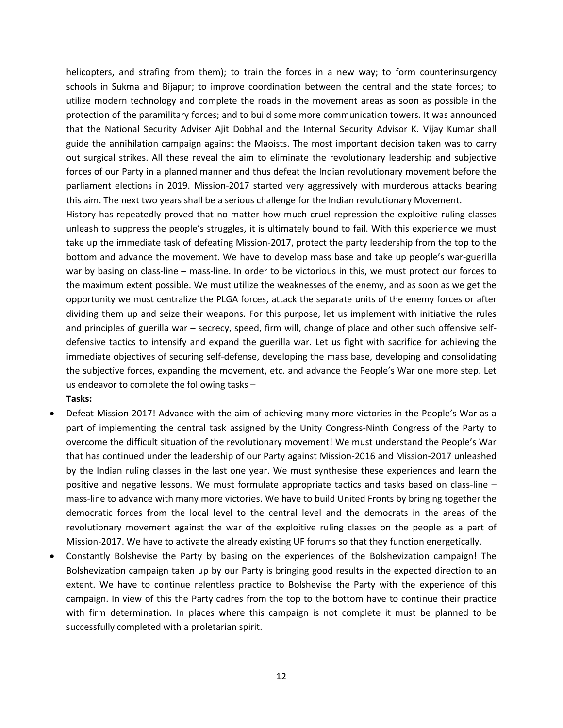helicopters, and strafing from them); to train the forces in a new way; to form counterinsurgency schools in Sukma and Bijapur; to improve coordination between the central and the state forces; to utilize modern technology and complete the roads in the movement areas as soon as possible in the protection of the paramilitary forces; and to build some more communication towers. It was announced that the National Security Adviser Ajit Dobhal and the Internal Security Advisor K. Vijay Kumar shall guide the annihilation campaign against the Maoists. The most important decision taken was to carry out surgical strikes. All these reveal the aim to eliminate the revolutionary leadership and subjective forces of our Party in a planned manner and thus defeat the Indian revolutionary movement before the parliament elections in 2019. Mission-2017 started very aggressively with murderous attacks bearing this aim. The next two years shall be a serious challenge for the Indian revolutionary Movement.

History has repeatedly proved that no matter how much cruel repression the exploitive ruling classes unleash to suppress the people's struggles, it is ultimately bound to fail. With this experience we must take up the immediate task of defeating Mission-2017, protect the party leadership from the top to the bottom and advance the movement. We have to develop mass base and take up people's war-guerilla war by basing on class-line – mass-line. In order to be victorious in this, we must protect our forces to the maximum extent possible. We must utilize the weaknesses of the enemy, and as soon as we get the opportunity we must centralize the PLGA forces, attack the separate units of the enemy forces or after dividing them up and seize their weapons. For this purpose, let us implement with initiative the rules and principles of guerilla war – secrecy, speed, firm will, change of place and other such offensive self-defensive tactics to intensify and expand the guerilla war. Let us fight with sacrifice for achieving the immediate objectives of securing self-defense, developing the mass base, developing and consolidating the subjective forces, expanding the movement, etc. and advance the People's War one more step. Let us endeavor to complete the following tasks –

**Tasks:**

- Defeat Mission-2017! Advance with the aim of achieving many more victories in the People's War as a part of implementing the central task assigned by the Unity Congress-Ninth Congress of the Party to overcome the difficult situation of the revolutionary movement! We must understand the People's War that has continued under the leadership of our Party against Mission-2016 and Mission-2017 unleashed by the Indian ruling classes in the last one year. We must synthesise these experiences and learn the positive and negative lessons. We must formulate appropriate tactics and tasks based on class-line – mass-line to advance with many more victories. We have to build United Fronts by bringing together the democratic forces from the local level to the central level and the democrats in the areas of the revolutionary movement against the war of the exploitive ruling classes on the people as a part of Mission-2017. We have to activate the already existing UF forums so that they function energetically.
- Constantly Bolshevise the Party by basing on the experiences of the Bolshevization campaign! The Bolshevization campaign taken up by our Party is bringing good results in the expected direction to an extent. We have to continue relentless practice to Bolshevise the Party with the experience of this campaign. In view of this the Party cadres from the top to the bottom have to continue their practice with firm determination. In places where this campaign is not complete it must be planned to be successfully completed with a proletarian spirit.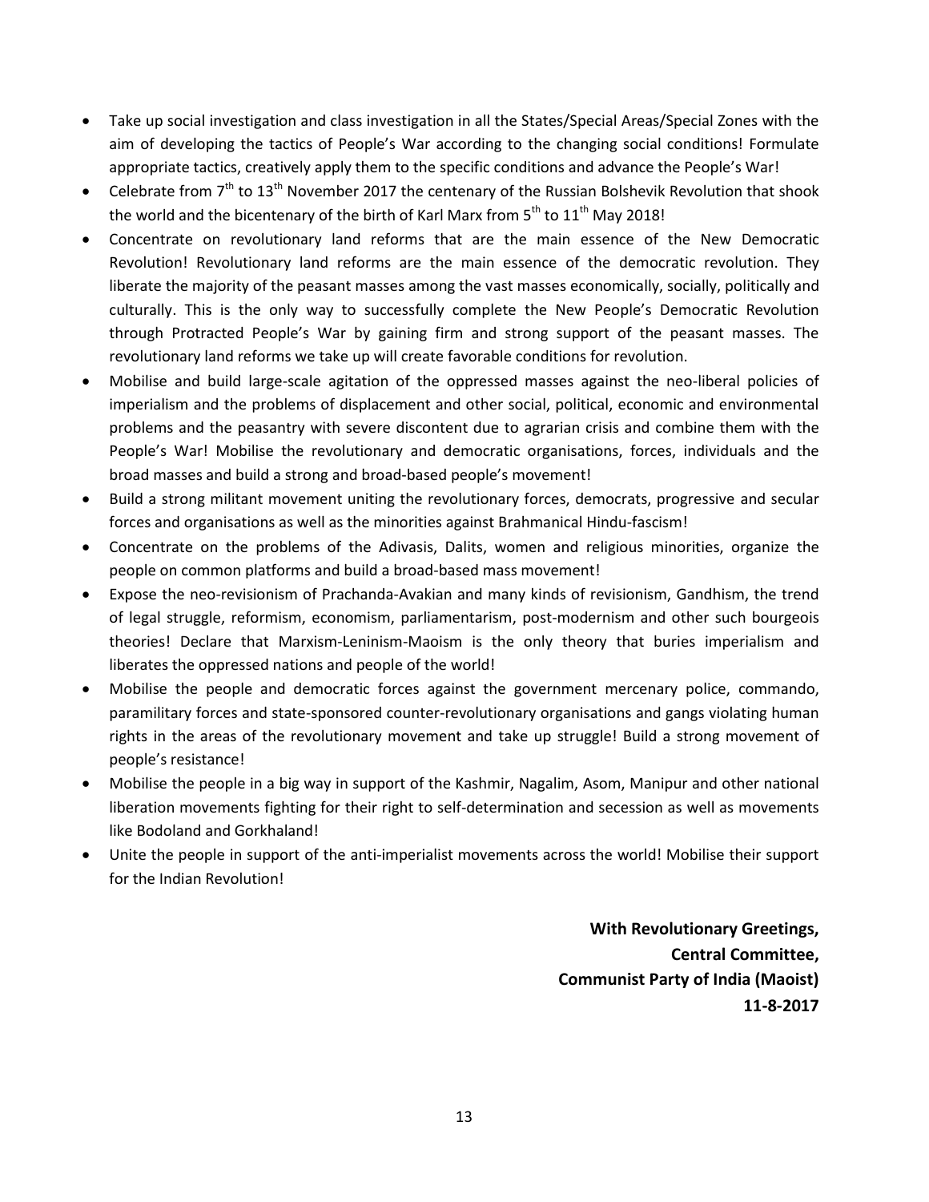- Take up social investigation and class investigation in all the States/Special Areas/Special Zones with the aim of developing the tactics of People's War according to the changing social conditions! Formulate appropriate tactics, creatively apply them to the specific conditions and advance the People's War!
- Celebrate from 7th to 13th November 2017 the centenary of the Russian Bolshevik Revolution that shook the world and the bicentenary of the birth of Karl Marx from 5th to 11th May 2018!
- Concentrate on revolutionary land reforms that are the main essence of the New Democratic Revolution! Revolutionary land reforms are the main essence of the democratic revolution. They liberate the majority of the peasant masses among the vast masses economically, socially, politically and culturally. This is the only way to successfully complete the New People's Democratic Revolution through Protracted People's War by gaining firm and strong support of the peasant masses. The revolutionary land reforms we take up will create favorable conditions for revolution.
- Mobilise and build large-scale agitation of the oppressed masses against the neo-liberal policies of imperialism and the problems of displacement and other social, political, economic and environmental problems and the peasantry with severe discontent due to agrarian crisis and combine them with the People's War! Mobilise the revolutionary and democratic organisations, forces, individuals and the broad masses and build a strong and broad-based people's movement!
- Build a strong militant movement uniting the revolutionary forces, democrats, progressive and secular forces and organisations as well as the minorities against Brahmanical Hindu-fascism!
- Concentrate on the problems of the Adivasis, Dalits, women and religious minorities, organize the people on common platforms and build a broad-based mass movement!
- Expose the neo-revisionism of Prachanda-Avakian and many kinds of revisionism, Gandhism, the trend of legal struggle, reformism, economism, parliamentarism, post-modernism and other such bourgeois theories! Declare that Marxism-Leninism-Maoism is the only theory that buries imperialism and liberates the oppressed nations and people of the world!
- Mobilise the people and democratic forces against the government mercenary police, commando, paramilitary forces and state-sponsored counter-revolutionary organisations and gangs violating human rights in the areas of the revolutionary movement and take up struggle! Build a strong movement of people's resistance!
- Mobilise the people in a big way in support of the Kashmir, Nagalim, Asom, Manipur and other national liberation movements fighting for their right to self-determination and secession as well as movements like Bodoland and Gorkhaland!
- Unite the people in support of the anti-imperialist movements across the world! Mobilise their support for the Indian Revolution!

**With Revolutionary Greetings,**
**Central Committee,**
**Communist Party of India (Maoist)**
**11-8-2017**